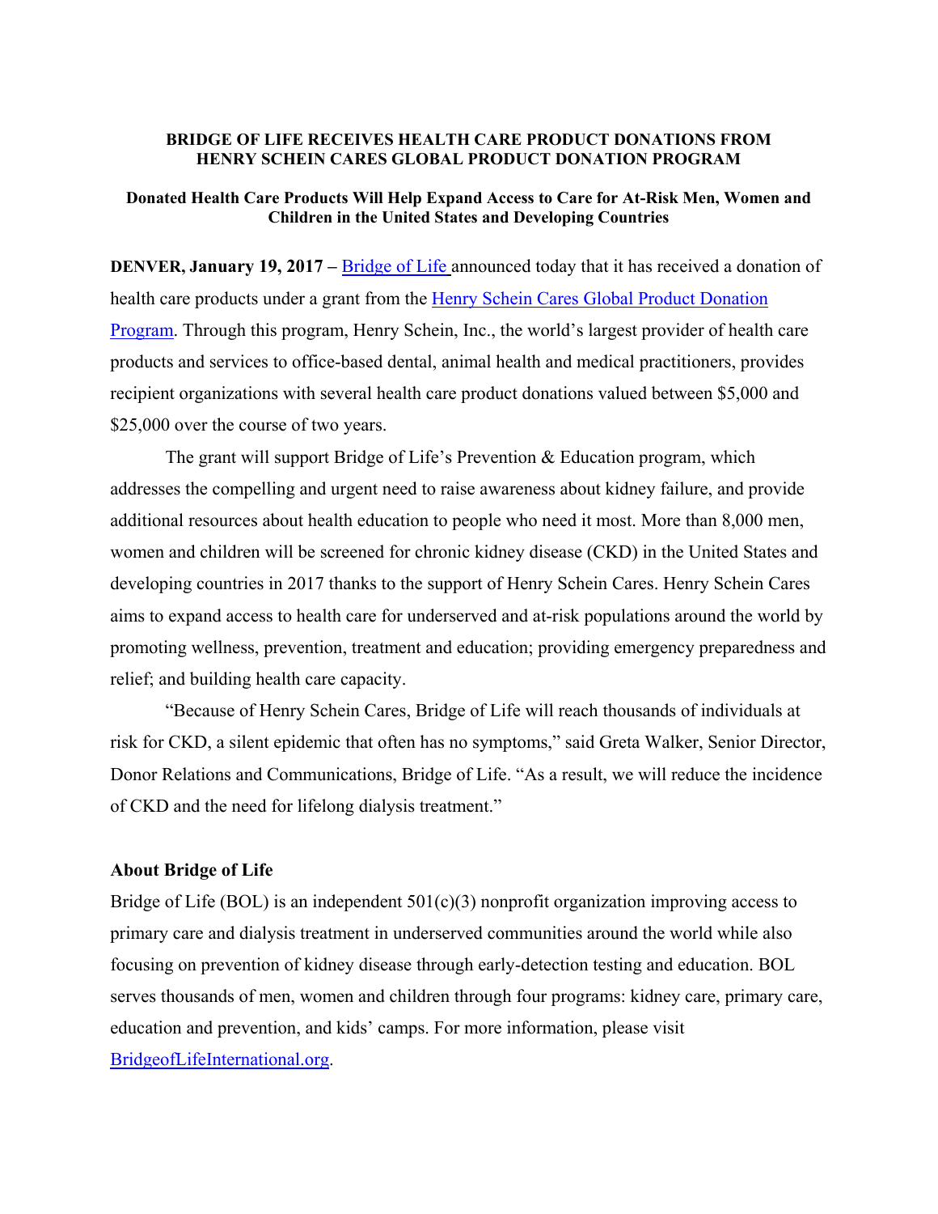# BRIDGE OF LIFE RECEIVES HEALTH CARE PRODUCT DONATIONS FROM HENRY SCHEIN CARES GLOBAL PRODUCT DONATION PROGRAM

## Donated Health Care Products Will Help Expand Access to Care for At-Risk Men, Women and Children in the United States and Developing Countries

**DENVER, January 19, 2017 –** Bridge of Life announced today that it has received a donation of health care products under a grant from the Henry Schein Cares Global Product Donation Program. Through this program, Henry Schein, Inc., the world's largest provider of health care products and services to office-based dental, animal health and medical practitioners, provides recipient organizations with several health care product donations valued between $5,000 and $25,000 over the course of two years.

The grant will support Bridge of Life's Prevention & Education program, which addresses the compelling and urgent need to raise awareness about kidney failure, and provide additional resources about health education to people who need it most. More than 8,000 men, women and children will be screened for chronic kidney disease (CKD) in the United States and developing countries in 2017 thanks to the support of Henry Schein Cares. Henry Schein Cares aims to expand access to health care for underserved and at-risk populations around the world by promoting wellness, prevention, treatment and education; providing emergency preparedness and relief; and building health care capacity.

"Because of Henry Schein Cares, Bridge of Life will reach thousands of individuals at risk for CKD, a silent epidemic that often has no symptoms," said Greta Walker, Senior Director, Donor Relations and Communications, Bridge of Life. "As a result, we will reduce the incidence of CKD and the need for lifelong dialysis treatment."

### About Bridge of Life

Bridge of Life (BOL) is an independent 501(c)(3) nonprofit organization improving access to primary care and dialysis treatment in underserved communities around the world while also focusing on prevention of kidney disease through early-detection testing and education. BOL serves thousands of men, women and children through four programs: kidney care, primary care, education and prevention, and kids' camps. For more information, please visit BridgeofLifeInternational.org.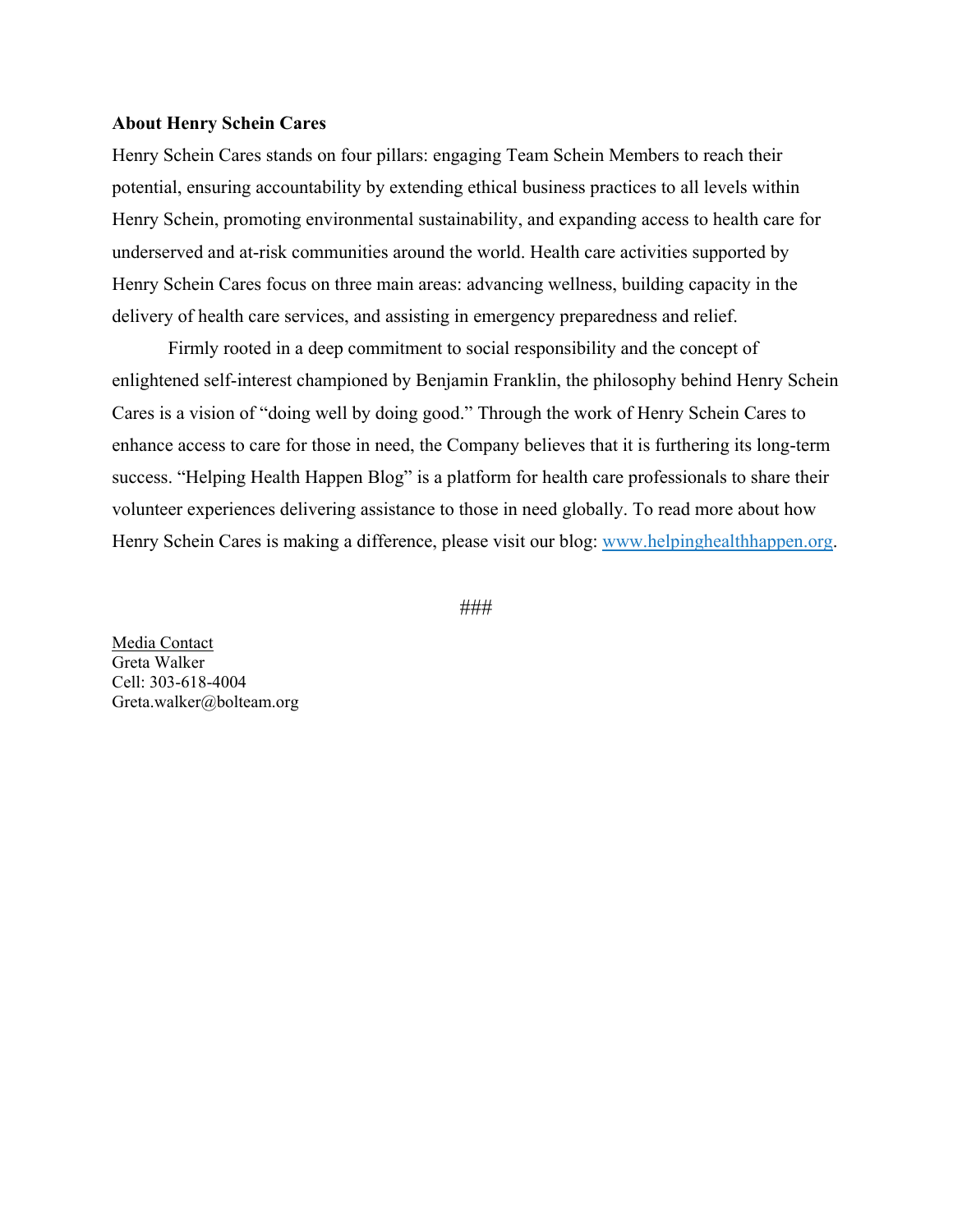**About Henry Schein Cares**

Henry Schein Cares stands on four pillars: engaging Team Schein Members to reach their potential, ensuring accountability by extending ethical business practices to all levels within Henry Schein, promoting environmental sustainability, and expanding access to health care for underserved and at-risk communities around the world. Health care activities supported by Henry Schein Cares focus on three main areas: advancing wellness, building capacity in the delivery of health care services, and assisting in emergency preparedness and relief.

Firmly rooted in a deep commitment to social responsibility and the concept of enlightened self-interest championed by Benjamin Franklin, the philosophy behind Henry Schein Cares is a vision of "doing well by doing good." Through the work of Henry Schein Cares to enhance access to care for those in need, the Company believes that it is furthering its long-term success. "Helping Health Happen Blog" is a platform for health care professionals to share their volunteer experiences delivering assistance to those in need globally. To read more about how Henry Schein Cares is making a difference, please visit our blog: www.helpinghealthhappen.org.

###

Media Contact
Greta Walker
Cell: 303-618-4004
Greta.walker@bolteam.org